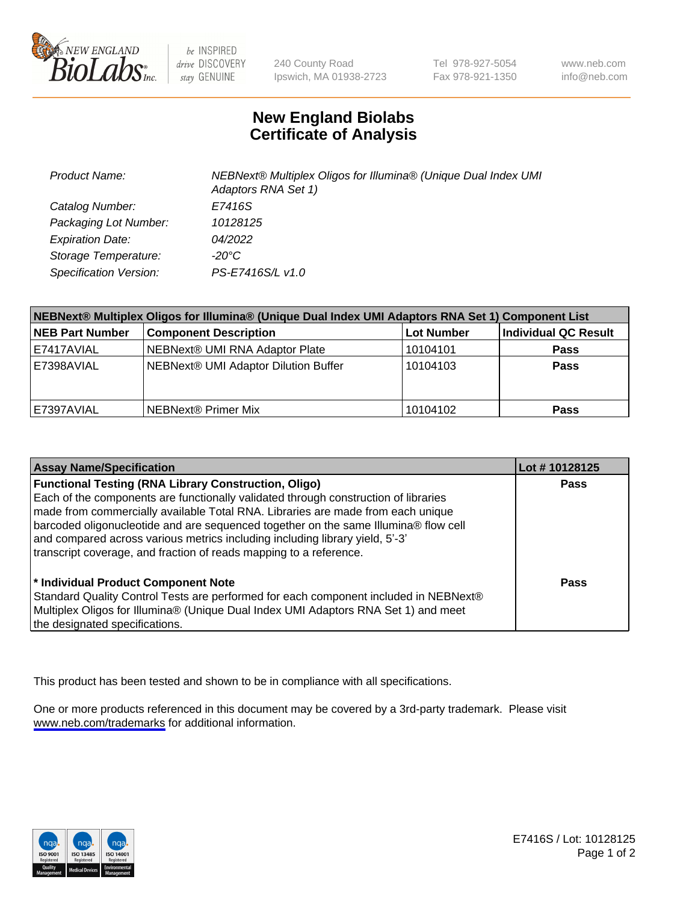# New England Biolabs Certificate of Analysis

| | |
|---|---|
| *Product Name:* | *NEBNext® Multiplex Oligos for Illumina® (Unique Dual Index UMI Adaptors RNA Set 1)* |
| *Catalog Number:* | *E7416S* |
| *Packaging Lot Number:* | *10128125* |
| *Expiration Date:* | *04/2022* |
| *Storage Temperature:* | *-20°C* |
| *Specification Version:* | *PS-E7416S/L v1.0* |

| NEBNext® Multiplex Oligos for Illumina® (Unique Dual Index UMI Adaptors RNA Set 1) Component List | | | |
|---|---|---|---|
| **NEB Part Number** | **Component Description** | **Lot Number** | **Individual QC Result** |
| E7417AVIAL | NEBNext® UMI RNA Adaptor Plate | 10104101 | **Pass** |
| E7398AVIAL | NEBNext® UMI Adaptor Dilution Buffer | 10104103 | **Pass** |
| E7397AVIAL | NEBNext® Primer Mix | 10104102 | **Pass** |

| Assay Name/Specification | Lot # 10128125 |
|---|---|
| **Functional Testing (RNA Library Construction, Oligo)** Each of the components are functionally validated through construction of libraries made from commercially available Total RNA. Libraries are made from each unique barcoded oligonucleotide and are sequenced together on the same Illumina® flow cell and compared across various metrics including including library yield, 5'-3' transcript coverage, and fraction of reads mapping to a reference. | **Pass** |
| **\* Individual Product Component Note** Standard Quality Control Tests are performed for each component included in NEBNext® Multiplex Oligos for Illumina® (Unique Dual Index UMI Adaptors RNA Set 1) and meet the designated specifications. | **Pass** |

This product has been tested and shown to be in compliance with all specifications.

One or more products referenced in this document may be covered by a 3rd-party trademark. Please visit www.neb.com/trademarks for additional information.

E7416S / Lot: 10128125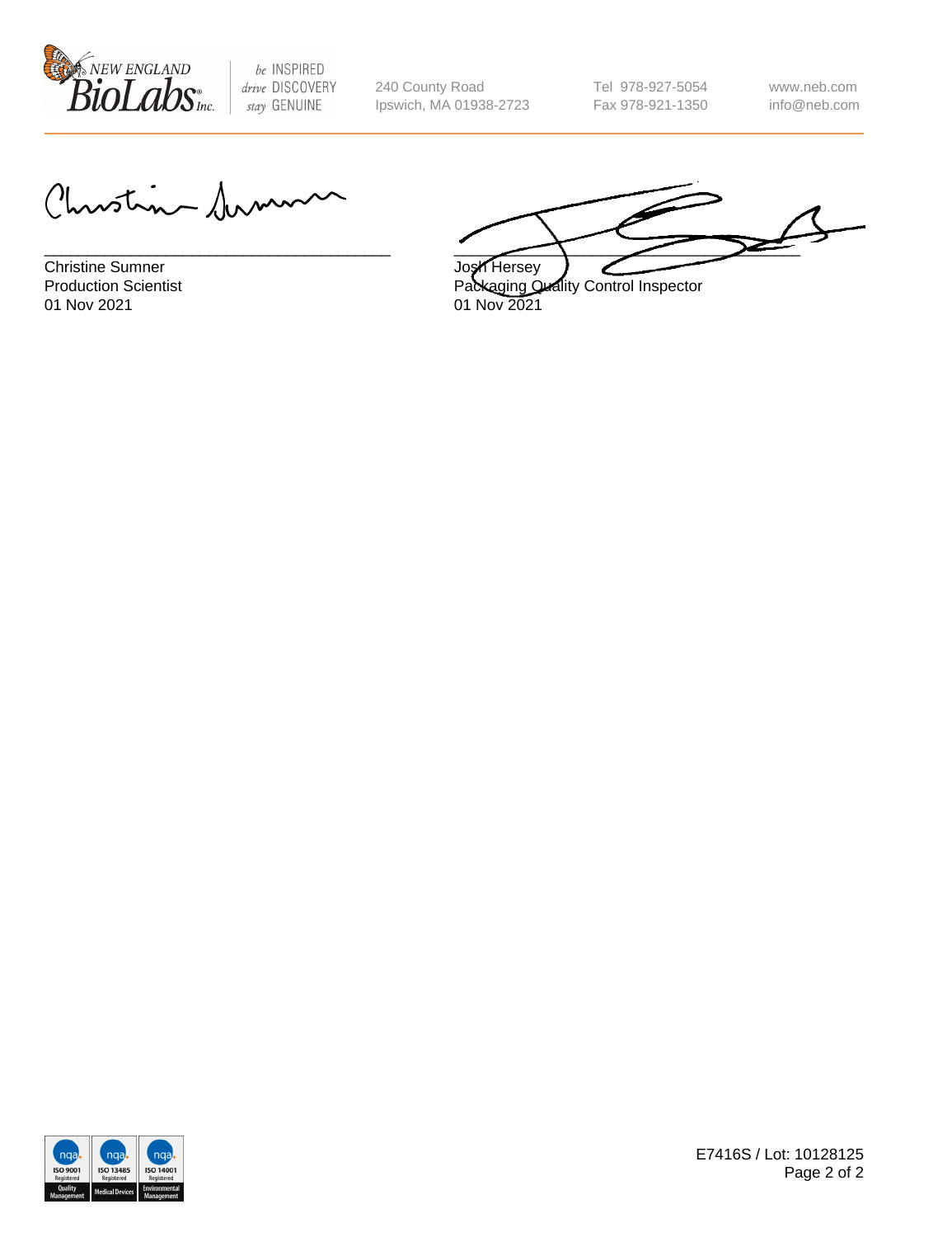Christine Sumner
Production Scientist
01 Nov 2021

Josh Hersey
Packaging Quality Control Inspector
01 Nov 2021

E7416S / Lot: 10128125